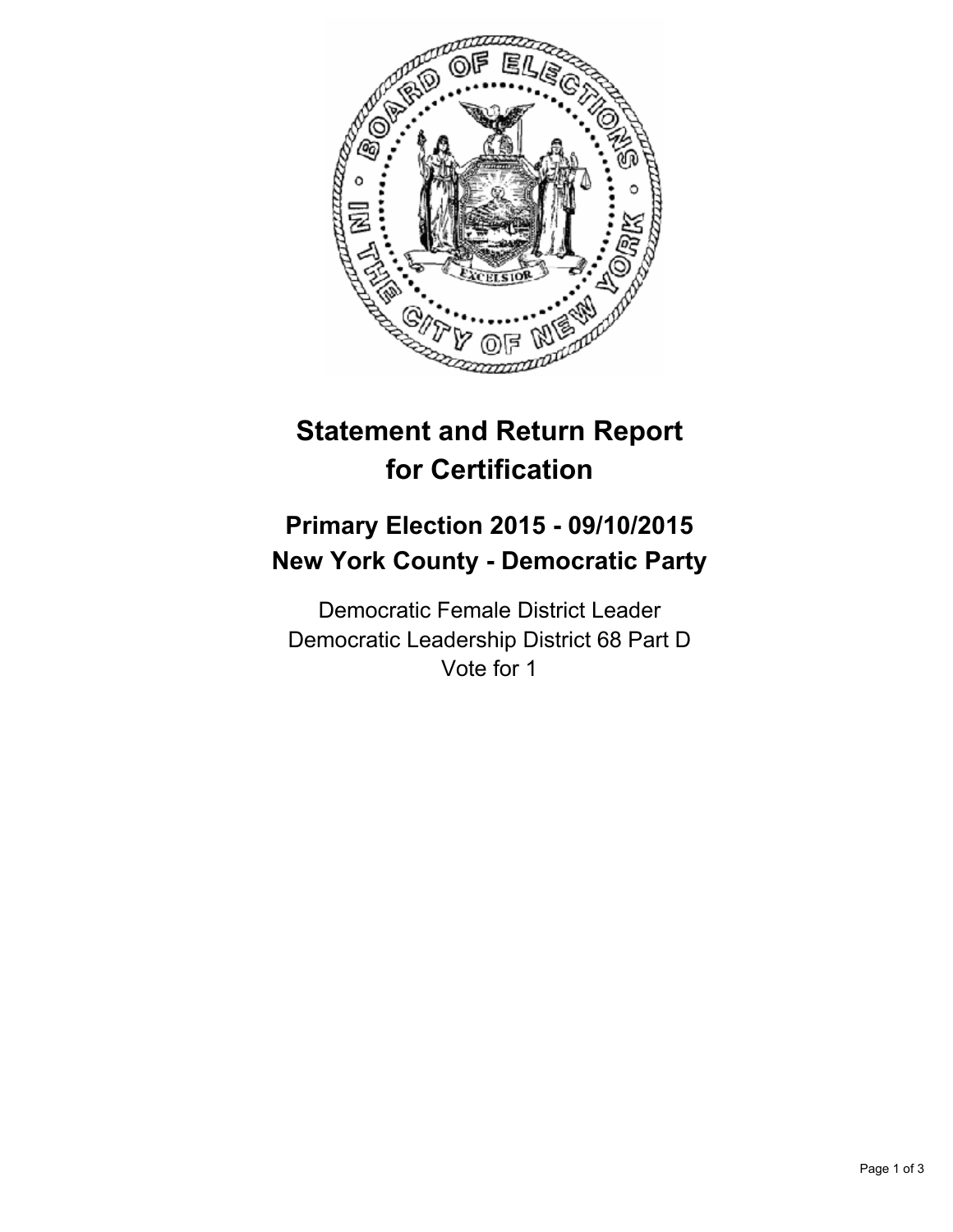# Statement and Return Report for Certification

## Primary Election 2015 - 09/10/2015
## New York County - Democratic Party

Democratic Female District Leader
Democratic Leadership District 68 Part D
Vote for 1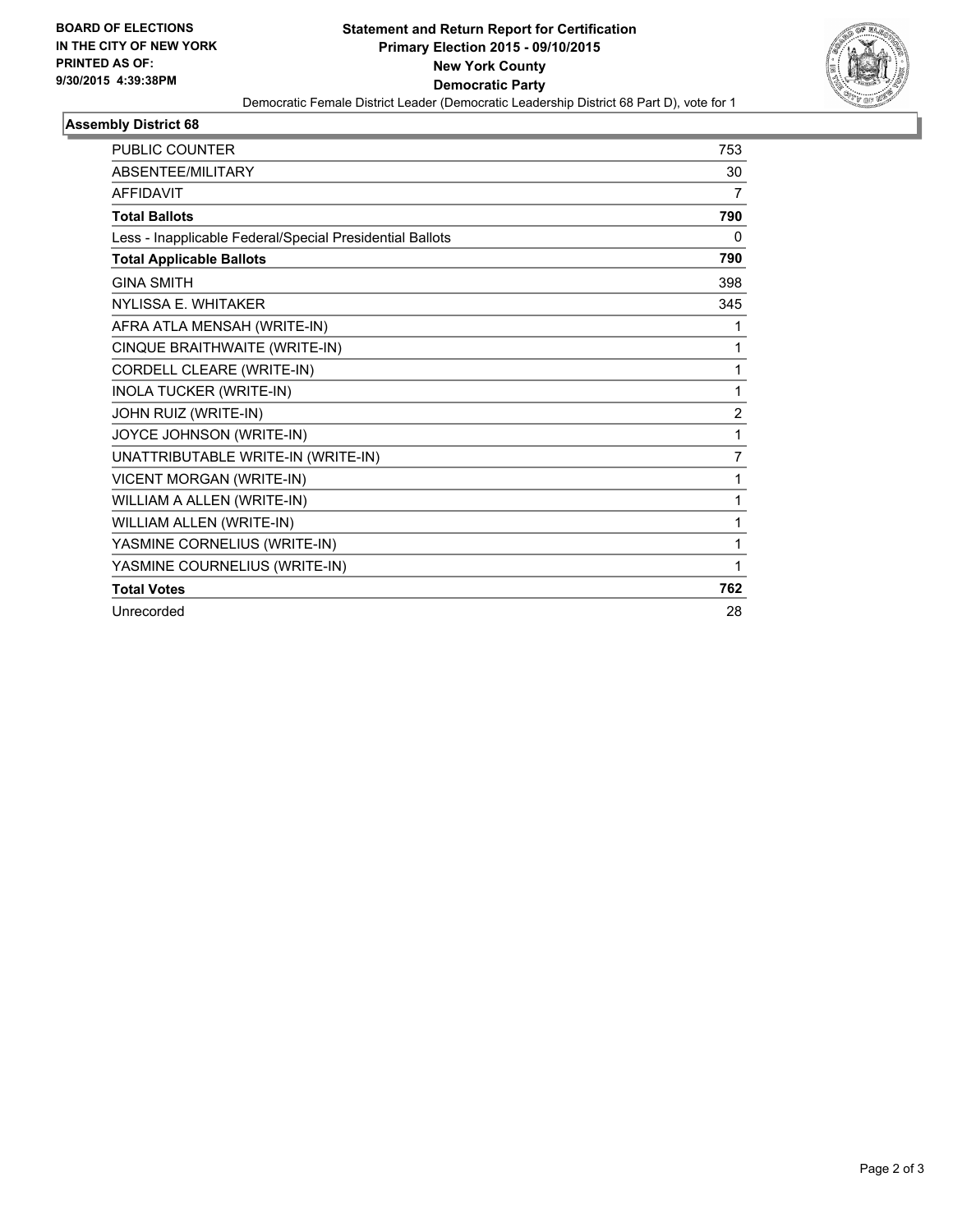**BOARD OF ELECTIONS IN THE CITY OF NEW YORK PRINTED AS OF: 9/30/2015 4:39:38PM**

# Statement and Return Report for Certification
## Primary Election 2015 - 09/10/2015
## New York County
## Democratic Party

Democratic Female District Leader (Democratic Leadership District 68 Part D), vote for 1

### Assembly District 68

| | |
|---|---|
| PUBLIC COUNTER | 753 |
| ABSENTEE/MILITARY | 30 |
| AFFIDAVIT | 7 |
| **Total Ballots** | **790** |
| Less - Inapplicable Federal/Special Presidential Ballots | 0 |
| **Total Applicable Ballots** | **790** |
| GINA SMITH | 398 |
| NYLISSA E. WHITAKER | 345 |
| AFRA ATLA MENSAH (WRITE-IN) | 1 |
| CINQUE BRAITHWAITE (WRITE-IN) | 1 |
| CORDELL CLEARE (WRITE-IN) | 1 |
| INOLA TUCKER (WRITE-IN) | 1 |
| JOHN RUIZ (WRITE-IN) | 2 |
| JOYCE JOHNSON (WRITE-IN) | 1 |
| UNATTRIBUTABLE WRITE-IN (WRITE-IN) | 7 |
| VICENT MORGAN (WRITE-IN) | 1 |
| WILLIAM A ALLEN (WRITE-IN) | 1 |
| WILLIAM ALLEN (WRITE-IN) | 1 |
| YASMINE CORNELIUS (WRITE-IN) | 1 |
| YASMINE COURNELIUS (WRITE-IN) | 1 |
| **Total Votes** | **762** |
| Unrecorded | 28 |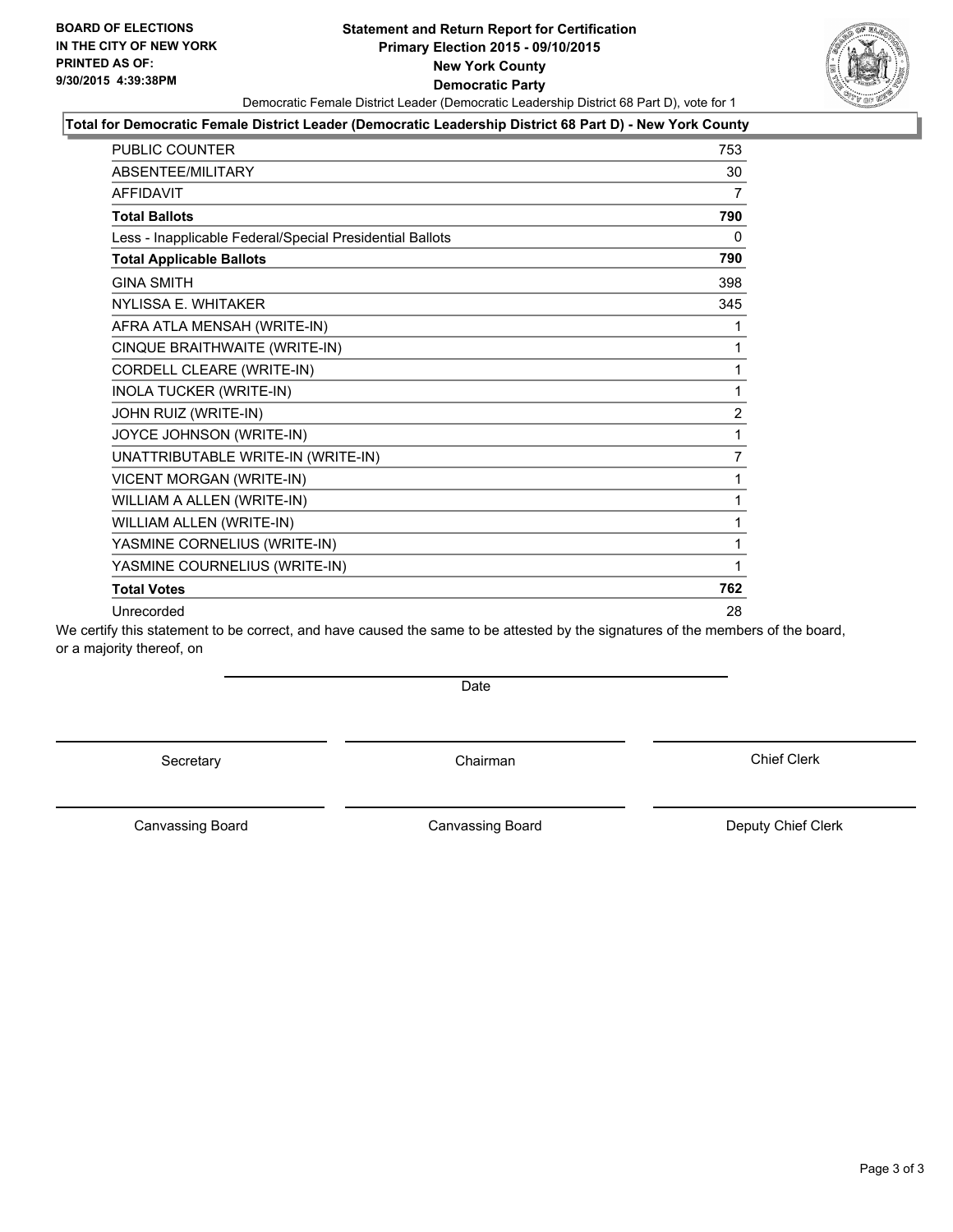**BOARD OF ELECTIONS IN THE CITY OF NEW YORK PRINTED AS OF: 9/30/2015 4:39:38PM**

# Statement and Return Report for Certification
## Primary Election 2015 - 09/10/2015
## New York County
## Democratic Party

Democratic Female District Leader (Democratic Leadership District 68 Part D), vote for 1

**Total for Democratic Female District Leader (Democratic Leadership District 68 Part D) - New York County**

| | |
|---|---|
| PUBLIC COUNTER | 753 |
| ABSENTEE/MILITARY | 30 |
| AFFIDAVIT | 7 |
| **Total Ballots** | **790** |
| Less - Inapplicable Federal/Special Presidential Ballots | 0 |
| **Total Applicable Ballots** | **790** |
| GINA SMITH | 398 |
| NYLISSA E. WHITAKER | 345 |
| AFRA ATLA MENSAH (WRITE-IN) | 1 |
| CINQUE BRAITHWAITE (WRITE-IN) | 1 |
| CORDELL CLEARE (WRITE-IN) | 1 |
| INOLA TUCKER (WRITE-IN) | 1 |
| JOHN RUIZ (WRITE-IN) | 2 |
| JOYCE JOHNSON (WRITE-IN) | 1 |
| UNATTRIBUTABLE WRITE-IN (WRITE-IN) | 7 |
| VICENT MORGAN (WRITE-IN) | 1 |
| WILLIAM A ALLEN (WRITE-IN) | 1 |
| WILLIAM ALLEN (WRITE-IN) | 1 |
| YASMINE CORNELIUS (WRITE-IN) | 1 |
| YASMINE COURNELIUS (WRITE-IN) | 1 |
| **Total Votes** | **762** |
| Unrecorded | 28 |

We certify this statement to be correct, and have caused the same to be attested by the signatures of the members of the board, or a majority thereof, on

Date

Secretary | Chairman | Chief Clerk

Canvassing Board | Canvassing Board | Deputy Chief Clerk